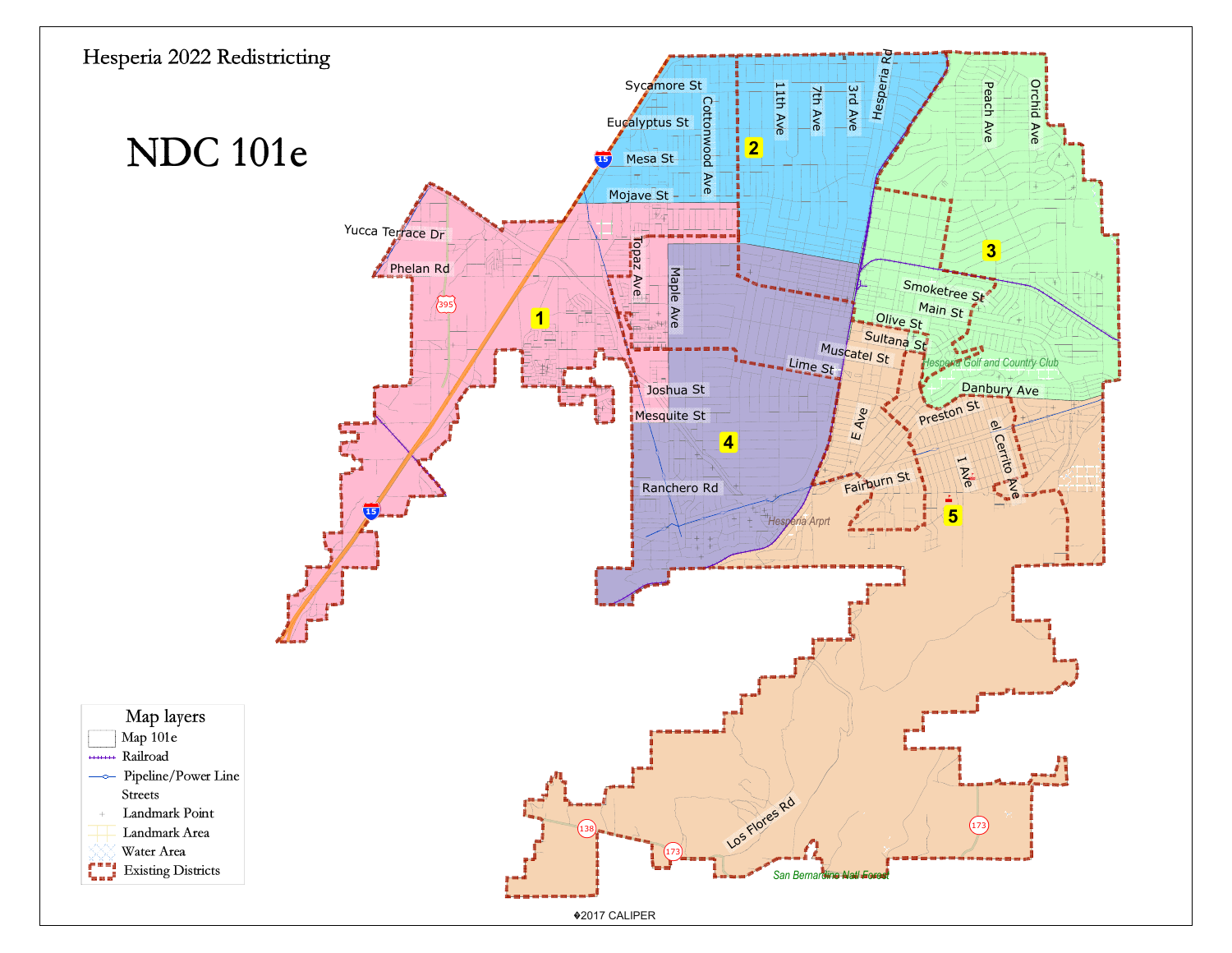# Hesperia 2022 Redistricting

## NDC 101e

Sycamore St
Eucalyptus St
Mesa St
Mojave St
Cottonwood Ave
11th Ave
7th Ave
3rd Ave
Hesperia Rd
Peach Ave
Orchid Ave
Yucca Terrace Dr
Phelan Rd
Topaz Ave
Maple Ave
Smoketree St
Main St
Olive St
Sultana St
Muscatel St
Lime St
Hesperia Golf and Country Club
Danbury Ave
Joshua St
Mesquite St
E Ave
Preston St
el Cerrito Ave
I Ave
Fairburn St
Ranchero Rd
Hesperia Arpt
Los Flores Rd
San Bernardino Nat'l Forest

1
2
3
4
5

**Map layers**

- Map 101e
- Railroad
- Pipeline/Power Line
- Streets
- Landmark Point
- Landmark Area
- Water Area
- Existing Districts

©2017 CALIPER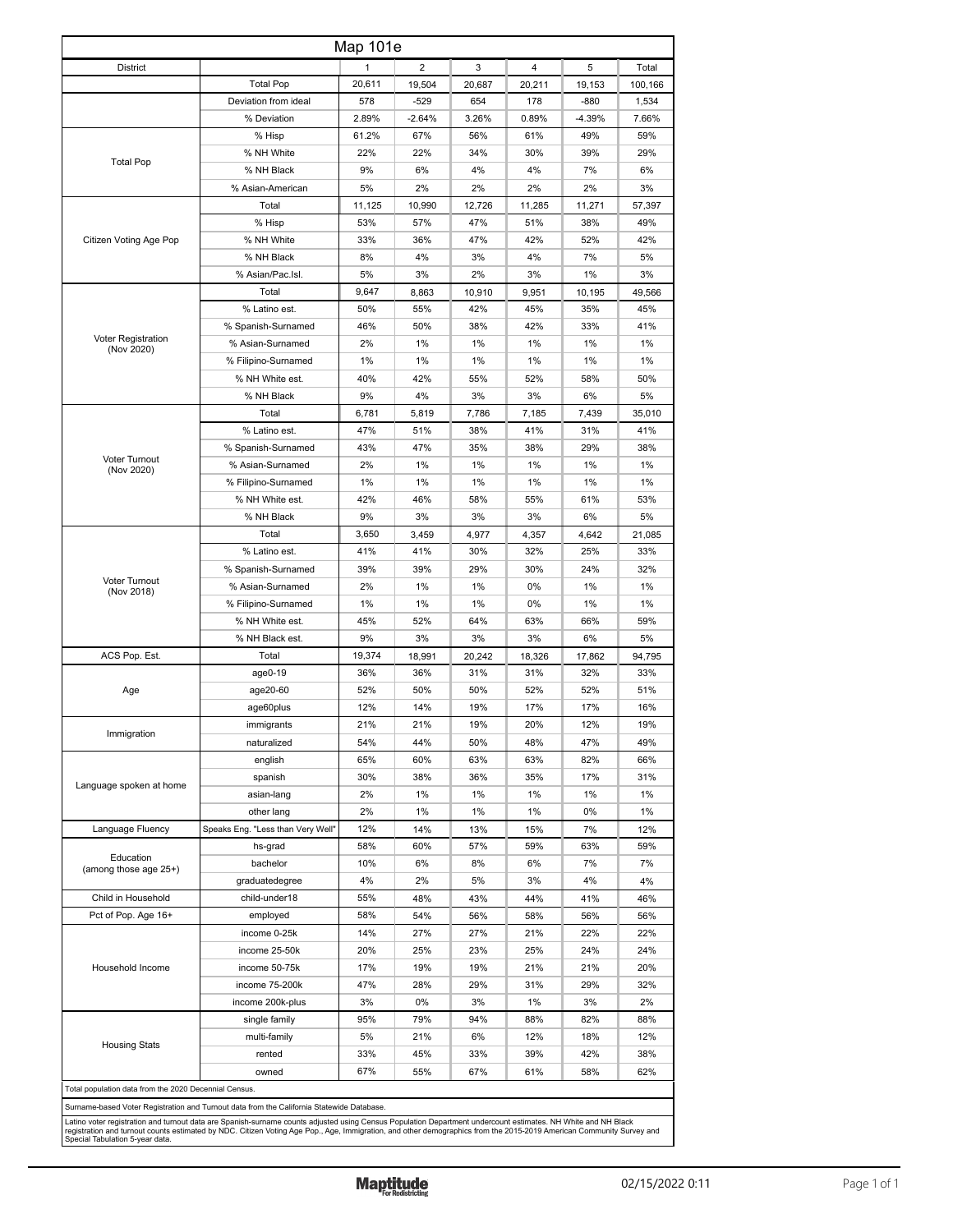## Map 101e

| District | | 1 | 2 | 3 | 4 | 5 | Total |
|---|---|---|---|---|---|---|---|
| | Total Pop | 20,611 | 19,504 | 20,687 | 20,211 | 19,153 | 100,166 |
| | Deviation from ideal | 578 | -529 | 654 | 178 | -880 | 1,534 |
| | % Deviation | 2.89% | -2.64% | 3.26% | 0.89% | -4.39% | 7.66% |
| Total Pop | % Hisp | 61.2% | 67% | 56% | 61% | 49% | 59% |
| | % NH White | 22% | 22% | 34% | 30% | 39% | 29% |
| | % NH Black | 9% | 6% | 4% | 4% | 7% | 6% |
| | % Asian-American | 5% | 2% | 2% | 2% | 2% | 3% |
| Citizen Voting Age Pop | Total | 11,125 | 10,990 | 12,726 | 11,285 | 11,271 | 57,397 |
| | % Hisp | 53% | 57% | 47% | 51% | 38% | 49% |
| | % NH White | 33% | 36% | 47% | 42% | 52% | 42% |
| | % NH Black | 8% | 4% | 3% | 4% | 7% | 5% |
| | % Asian/Pac.Isl. | 5% | 3% | 2% | 3% | 1% | 3% |
| Voter Registration (Nov 2020) | Total | 9,647 | 8,863 | 10,910 | 9,951 | 10,195 | 49,566 |
| | % Latino est. | 50% | 55% | 42% | 45% | 35% | 45% |
| | % Spanish-Surnamed | 46% | 50% | 38% | 42% | 33% | 41% |
| | % Asian-Surnamed | 2% | 1% | 1% | 1% | 1% | 1% |
| | % Filipino-Surnamed | 1% | 1% | 1% | 1% | 1% | 1% |
| | % NH White est. | 40% | 42% | 55% | 52% | 58% | 50% |
| | % NH Black | 9% | 4% | 3% | 3% | 6% | 5% |
| Voter Turnout (Nov 2020) | Total | 6,781 | 5,819 | 7,786 | 7,185 | 7,439 | 35,010 |
| | % Latino est. | 47% | 51% | 38% | 41% | 31% | 41% |
| | % Spanish-Surnamed | 43% | 47% | 35% | 38% | 29% | 38% |
| | % Asian-Surnamed | 2% | 1% | 1% | 1% | 1% | 1% |
| | % Filipino-Surnamed | 1% | 1% | 1% | 1% | 1% | 1% |
| | % NH White est. | 42% | 46% | 58% | 55% | 61% | 53% |
| | % NH Black | 9% | 3% | 3% | 3% | 6% | 5% |
| Voter Turnout (Nov 2018) | Total | 3,650 | 3,459 | 4,977 | 4,357 | 4,642 | 21,085 |
| | % Latino est. | 41% | 41% | 30% | 32% | 25% | 33% |
| | % Spanish-Surnamed | 39% | 39% | 29% | 30% | 24% | 32% |
| | % Asian-Surnamed | 2% | 1% | 1% | 0% | 1% | 1% |
| | % Filipino-Surnamed | 1% | 1% | 1% | 0% | 1% | 1% |
| | % NH White est. | 45% | 52% | 64% | 63% | 66% | 59% |
| | % NH Black est. | 9% | 3% | 3% | 3% | 6% | 5% |
| ACS Pop. Est. | Total | 19,374 | 18,991 | 20,242 | 18,326 | 17,862 | 94,795 |
| Age | age0-19 | 36% | 36% | 31% | 31% | 32% | 33% |
| | age20-60 | 52% | 50% | 50% | 52% | 52% | 51% |
| | age60plus | 12% | 14% | 19% | 17% | 17% | 16% |
| Immigration | immigrants | 21% | 21% | 19% | 20% | 12% | 19% |
| | naturalized | 54% | 44% | 50% | 48% | 47% | 49% |
| Language spoken at home | english | 65% | 60% | 63% | 63% | 82% | 66% |
| | spanish | 30% | 38% | 36% | 35% | 17% | 31% |
| | asian-lang | 2% | 1% | 1% | 1% | 1% | 1% |
| | other lang | 2% | 1% | 1% | 1% | 0% | 1% |
| Language Fluency | Speaks Eng. "Less than Very Well" | 12% | 14% | 13% | 15% | 7% | 12% |
| Education (among those age 25+) | hs-grad | 58% | 60% | 57% | 59% | 63% | 59% |
| | bachelor | 10% | 6% | 8% | 6% | 7% | 7% |
| | graduatedegree | 4% | 2% | 5% | 3% | 4% | 4% |
| Child in Household | child-under18 | 55% | 48% | 43% | 44% | 41% | 46% |
| Pct of Pop. Age 16+ | employed | 58% | 54% | 56% | 58% | 56% | 56% |
| Household Income | income 0-25k | 14% | 27% | 27% | 21% | 22% | 22% |
| | income 25-50k | 20% | 25% | 23% | 25% | 24% | 24% |
| | income 50-75k | 17% | 19% | 19% | 21% | 21% | 20% |
| | income 75-200k | 47% | 28% | 29% | 31% | 29% | 32% |
| | income 200k-plus | 3% | 0% | 3% | 1% | 3% | 2% |
| Housing Stats | single family | 95% | 79% | 94% | 88% | 82% | 88% |
| | multi-family | 5% | 21% | 6% | 12% | 18% | 12% |
| | rented | 33% | 45% | 33% | 39% | 42% | 38% |
| | owned | 67% | 55% | 67% | 61% | 58% | 62% |

Total population data from the 2020 Decennial Census.

Surname-based Voter Registration and Turnout data from the California Statewide Database.

Latino voter registration and turnout data are Spanish-surname counts adjusted using Census Population Department undercount estimates. NH White and NH Black registration and turnout counts estimated by NDC. Citizen Voting Age Pop., Age, Immigration, and other demographics from the 2015-2019 American Community Survey and Special Tabulation 5-year data.

Maptitude For Redistricting

02/15/2022 0:11